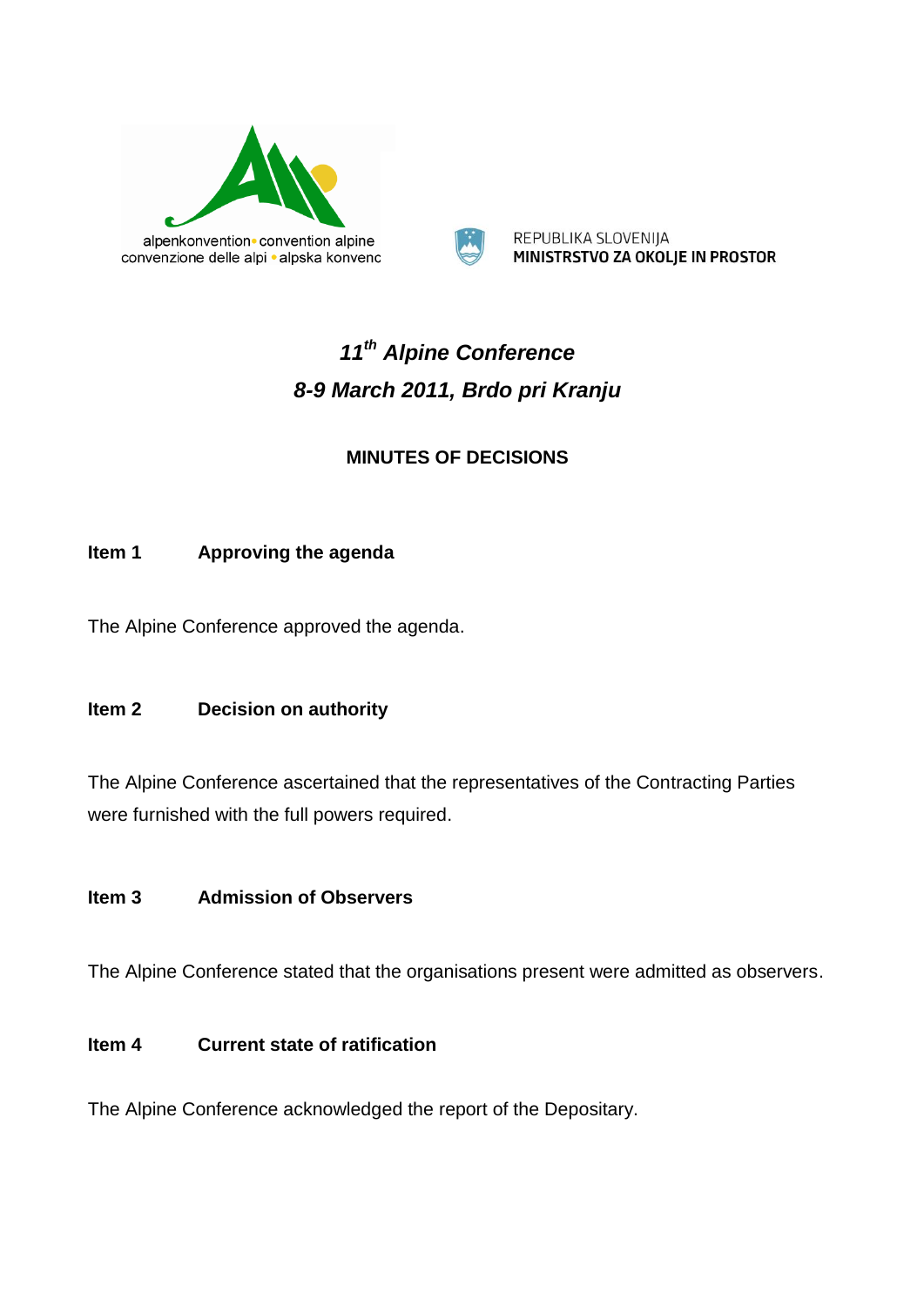alpenkonvention • convention alpine
convenzione delle alpi • alpska konvenc

REPUBLIKA SLOVENIJA
**MINISTRSTVO ZA OKOLJE IN PROSTOR**

# *11th Alpine Conference*
# *8-9 March 2011, Brdo pri Kranju*

## MINUTES OF DECISIONS

### Item 1 Approving the agenda

The Alpine Conference approved the agenda.

### Item 2 Decision on authority

The Alpine Conference ascertained that the representatives of the Contracting Parties were furnished with the full powers required.

### Item 3 Admission of Observers

The Alpine Conference stated that the organisations present were admitted as observers.

### Item 4 Current state of ratification

The Alpine Conference acknowledged the report of the Depositary.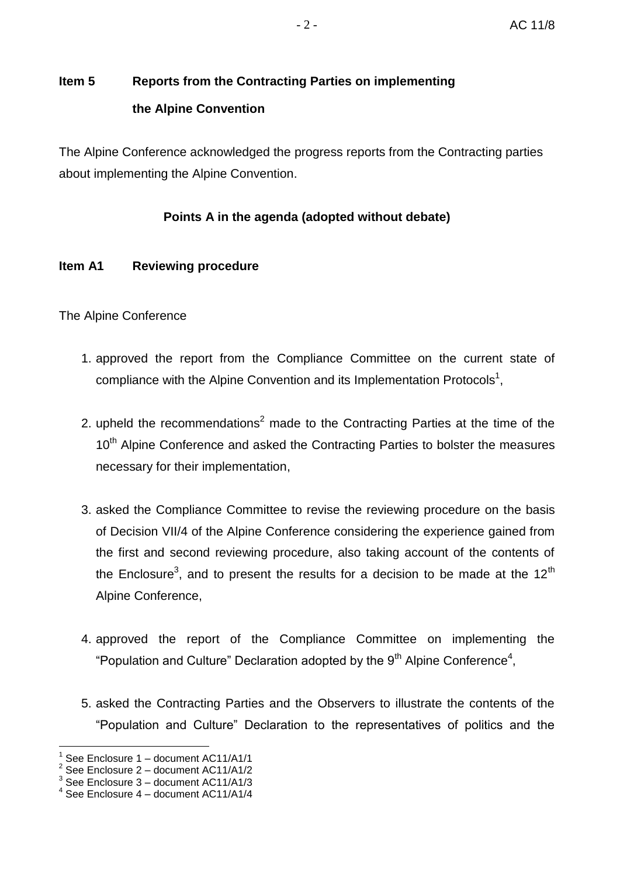## Item 5 Reports from the Contracting Parties on implementing the Alpine Convention

The Alpine Conference acknowledged the progress reports from the Contracting parties about implementing the Alpine Convention.

### Points A in the agenda (adopted without debate)

## Item A1 Reviewing procedure

The Alpine Conference

1. approved the report from the Compliance Committee on the current state of compliance with the Alpine Convention and its Implementation Protocols[1],

2. upheld the recommendations[2] made to the Contracting Parties at the time of the 10th Alpine Conference and asked the Contracting Parties to bolster the measures necessary for their implementation,

3. asked the Compliance Committee to revise the reviewing procedure on the basis of Decision VII/4 of the Alpine Conference considering the experience gained from the first and second reviewing procedure, also taking account of the contents of the Enclosure[3], and to present the results for a decision to be made at the 12th Alpine Conference,

4. approved the report of the Compliance Committee on implementing the "Population and Culture" Declaration adopted by the 9th Alpine Conference[4],

5. asked the Contracting Parties and the Observers to illustrate the contents of the "Population and Culture" Declaration to the representatives of politics and the

---

[1] See Enclosure 1 – document AC11/A1/1

[2] See Enclosure 2 – document AC11/A1/2

[3] See Enclosure 3 – document AC11/A1/3

[4] See Enclosure 4 – document AC11/A1/4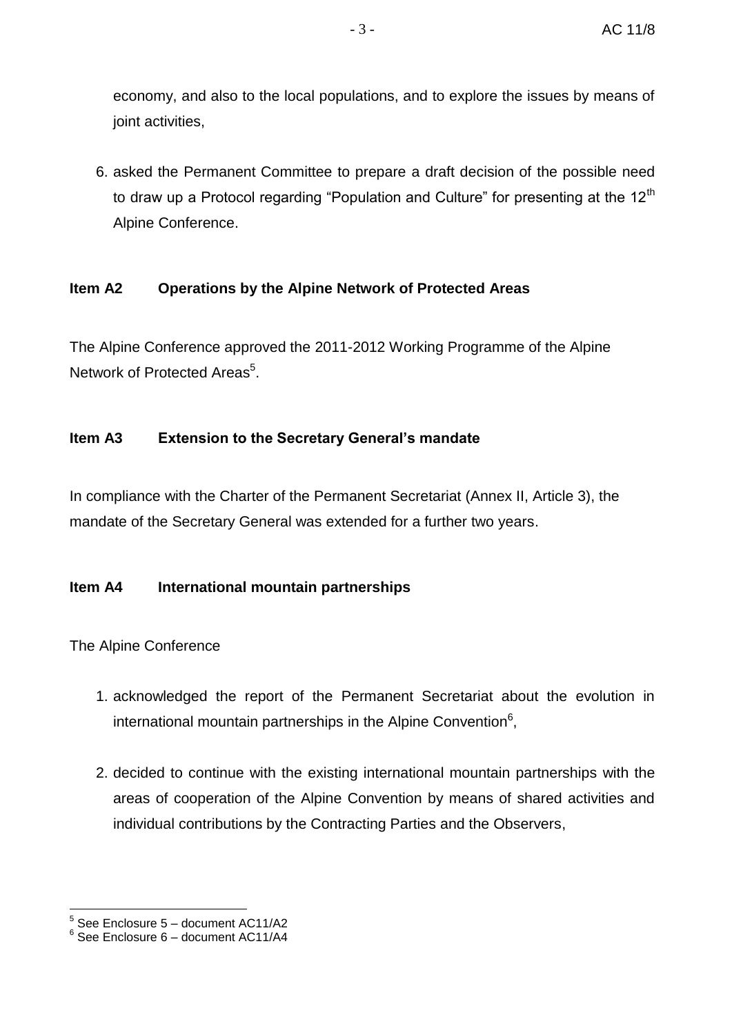economy, and also to the local populations, and to explore the issues by means of joint activities,

6. asked the Permanent Committee to prepare a draft decision of the possible need to draw up a Protocol regarding "Population and Culture" for presenting at the 12th Alpine Conference.

**Item A2 Operations by the Alpine Network of Protected Areas**

The Alpine Conference approved the 2011-2012 Working Programme of the Alpine Network of Protected Areas[5].

**Item A3 Extension to the Secretary General's mandate**

In compliance with the Charter of the Permanent Secretariat (Annex II, Article 3), the mandate of the Secretary General was extended for a further two years.

**Item A4 International mountain partnerships**

The Alpine Conference

1. acknowledged the report of the Permanent Secretariat about the evolution in international mountain partnerships in the Alpine Convention[6],
2. decided to continue with the existing international mountain partnerships with the areas of cooperation of the Alpine Convention by means of shared activities and individual contributions by the Contracting Parties and the Observers,

---

[5] See Enclosure 5 – document AC11/A2

[6] See Enclosure 6 – document AC11/A4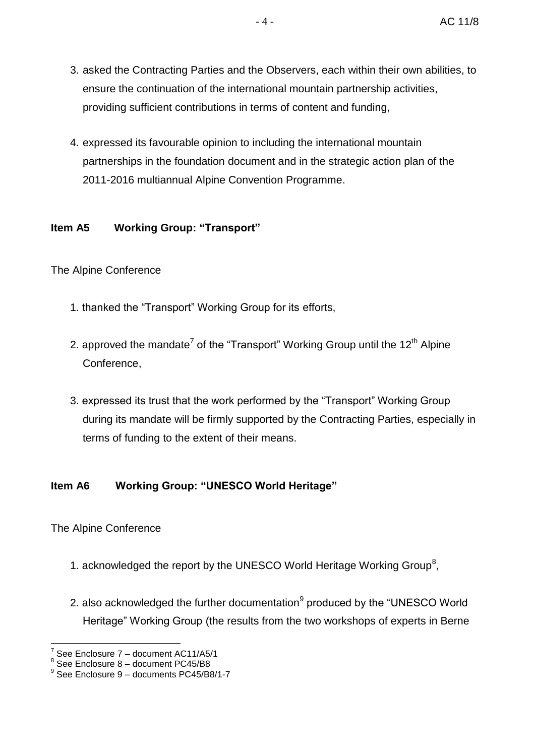3. asked the Contracting Parties and the Observers, each within their own abilities, to ensure the continuation of the international mountain partnership activities, providing sufficient contributions in terms of content and funding,

4. expressed its favourable opinion to including the international mountain partnerships in the foundation document and in the strategic action plan of the 2011-2016 multiannual Alpine Convention Programme.

**Item A5 Working Group: "Transport"**

The Alpine Conference

1. thanked the "Transport" Working Group for its efforts,

2. approved the mandate[7] of the "Transport" Working Group until the 12th Alpine Conference,

3. expressed its trust that the work performed by the "Transport" Working Group during its mandate will be firmly supported by the Contracting Parties, especially in terms of funding to the extent of their means.

**Item A6 Working Group: "UNESCO World Heritage"**

The Alpine Conference

1. acknowledged the report by the UNESCO World Heritage Working Group[8],

2. also acknowledged the further documentation[9] produced by the "UNESCO World Heritage" Working Group (the results from the two workshops of experts in Berne

---

[7] See Enclosure 7 – document AC11/A5/1

[8] See Enclosure 8 – document PC45/B8

[9] See Enclosure 9 – documents PC45/B8/1-7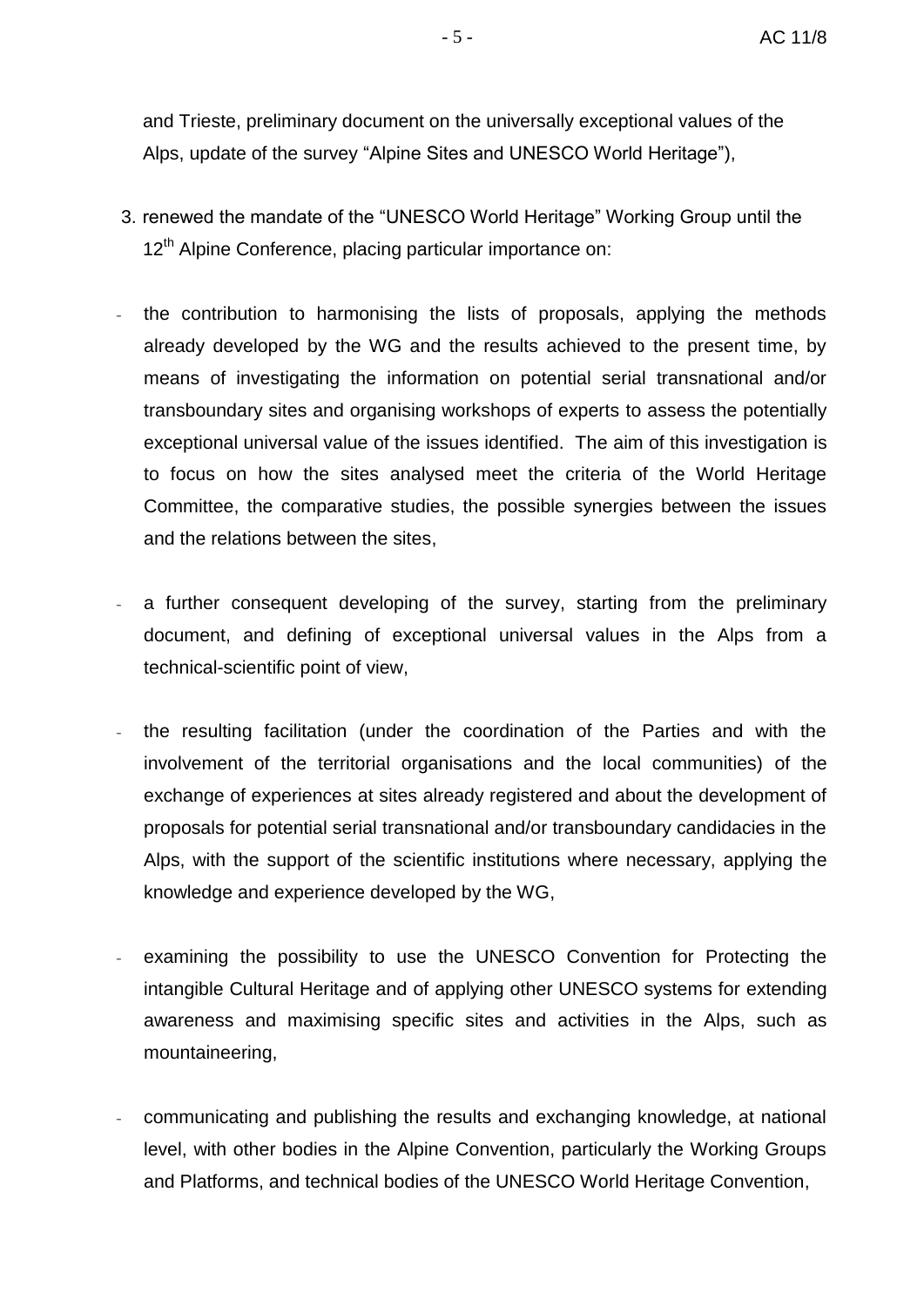and Trieste, preliminary document on the universally exceptional values of the Alps, update of the survey “Alpine Sites and UNESCO World Heritage”),

3. renewed the mandate of the “UNESCO World Heritage” Working Group until the 12th Alpine Conference, placing particular importance on:

- the contribution to harmonising the lists of proposals, applying the methods already developed by the WG and the results achieved to the present time, by means of investigating the information on potential serial transnational and/or transboundary sites and organising workshops of experts to assess the potentially exceptional universal value of the issues identified. The aim of this investigation is to focus on how the sites analysed meet the criteria of the World Heritage Committee, the comparative studies, the possible synergies between the issues and the relations between the sites,

- a further consequent developing of the survey, starting from the preliminary document, and defining of exceptional universal values in the Alps from a technical-scientific point of view,

- the resulting facilitation (under the coordination of the Parties and with the involvement of the territorial organisations and the local communities) of the exchange of experiences at sites already registered and about the development of proposals for potential serial transnational and/or transboundary candidacies in the Alps, with the support of the scientific institutions where necessary, applying the knowledge and experience developed by the WG,

- examining the possibility to use the UNESCO Convention for Protecting the intangible Cultural Heritage and of applying other UNESCO systems for extending awareness and maximising specific sites and activities in the Alps, such as mountaineering,

- communicating and publishing the results and exchanging knowledge, at national level, with other bodies in the Alpine Convention, particularly the Working Groups and Platforms, and technical bodies of the UNESCO World Heritage Convention,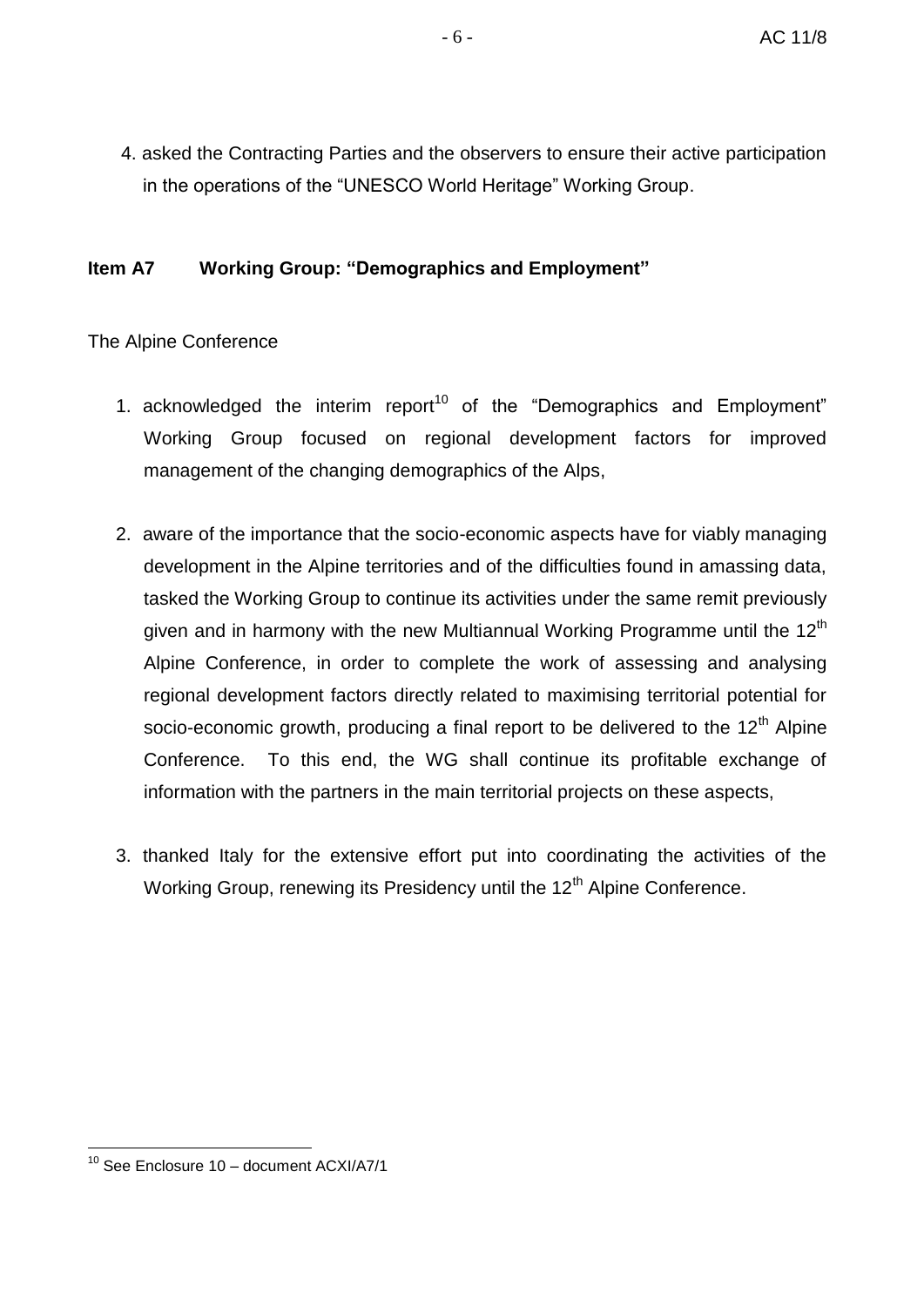4. asked the Contracting Parties and the observers to ensure their active participation in the operations of the "UNESCO World Heritage" Working Group.

**Item A7 Working Group: "Demographics and Employment"**

The Alpine Conference

1. acknowledged the interim report[10] of the "Demographics and Employment" Working Group focused on regional development factors for improved management of the changing demographics of the Alps,

2. aware of the importance that the socio-economic aspects have for viably managing development in the Alpine territories and of the difficulties found in amassing data, tasked the Working Group to continue its activities under the same remit previously given and in harmony with the new Multiannual Working Programme until the 12th Alpine Conference, in order to complete the work of assessing and analysing regional development factors directly related to maximising territorial potential for socio-economic growth, producing a final report to be delivered to the 12th Alpine Conference. To this end, the WG shall continue its profitable exchange of information with the partners in the main territorial projects on these aspects,

3. thanked Italy for the extensive effort put into coordinating the activities of the Working Group, renewing its Presidency until the 12th Alpine Conference.

[10] See Enclosure 10 – document ACXI/A7/1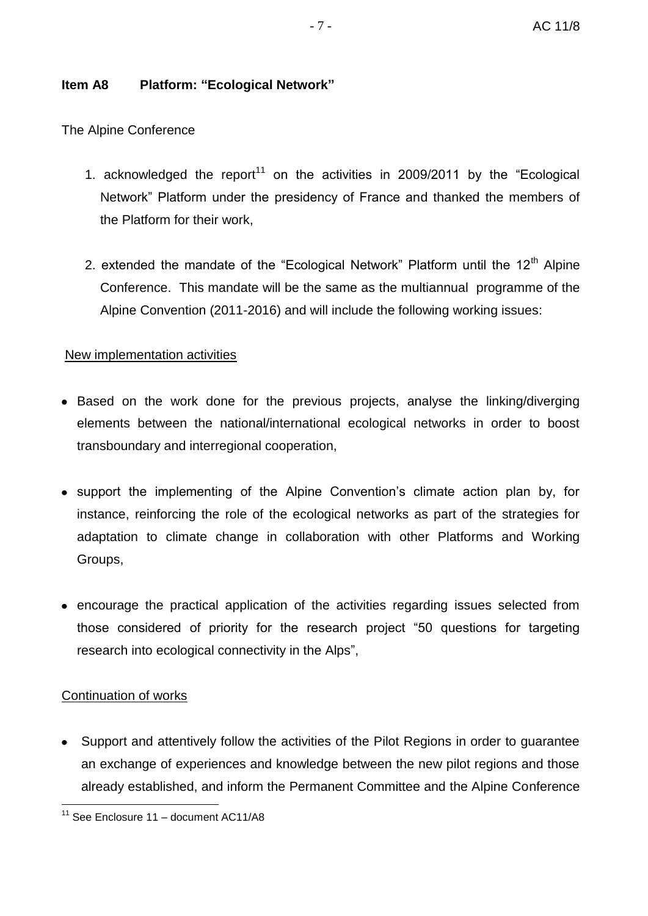### Item A8 Platform: "Ecological Network"

The Alpine Conference

1. acknowledged the report[11] on the activities in 2009/2011 by the "Ecological Network" Platform under the presidency of France and thanked the members of the Platform for their work,

2. extended the mandate of the "Ecological Network" Platform until the 12th Alpine Conference. This mandate will be the same as the multiannual programme of the Alpine Convention (2011-2016) and will include the following working issues:

New implementation activities

- Based on the work done for the previous projects, analyse the linking/diverging elements between the national/international ecological networks in order to boost transboundary and interregional cooperation,

- support the implementing of the Alpine Convention's climate action plan by, for instance, reinforcing the role of the ecological networks as part of the strategies for adaptation to climate change in collaboration with other Platforms and Working Groups,

- encourage the practical application of the activities regarding issues selected from those considered of priority for the research project "50 questions for targeting research into ecological connectivity in the Alps",

Continuation of works

- Support and attentively follow the activities of the Pilot Regions in order to guarantee an exchange of experiences and knowledge between the new pilot regions and those already established, and inform the Permanent Committee and the Alpine Conference

[11] See Enclosure 11 – document AC11/A8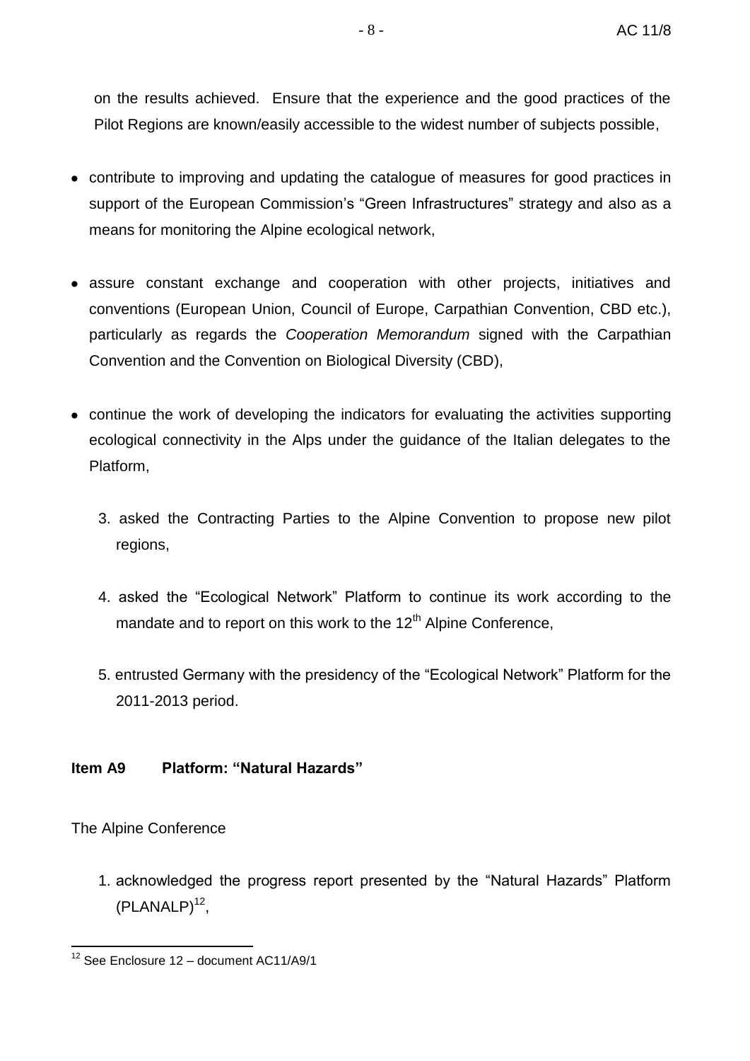on the results achieved. Ensure that the experience and the good practices of the Pilot Regions are known/easily accessible to the widest number of subjects possible,

- contribute to improving and updating the catalogue of measures for good practices in support of the European Commission's "Green Infrastructures" strategy and also as a means for monitoring the Alpine ecological network,
- assure constant exchange and cooperation with other projects, initiatives and conventions (European Union, Council of Europe, Carpathian Convention, CBD etc.), particularly as regards the *Cooperation Memorandum* signed with the Carpathian Convention and the Convention on Biological Diversity (CBD),
- continue the work of developing the indicators for evaluating the activities supporting ecological connectivity in the Alps under the guidance of the Italian delegates to the Platform,

3. asked the Contracting Parties to the Alpine Convention to propose new pilot regions,
4. asked the "Ecological Network" Platform to continue its work according to the mandate and to report on this work to the 12th Alpine Conference,
5. entrusted Germany with the presidency of the "Ecological Network" Platform for the 2011-2013 period.

**Item A9 Platform: "Natural Hazards"**

The Alpine Conference

1. acknowledged the progress report presented by the "Natural Hazards" Platform (PLANALP)[12],

[12] See Enclosure 12 – document AC11/A9/1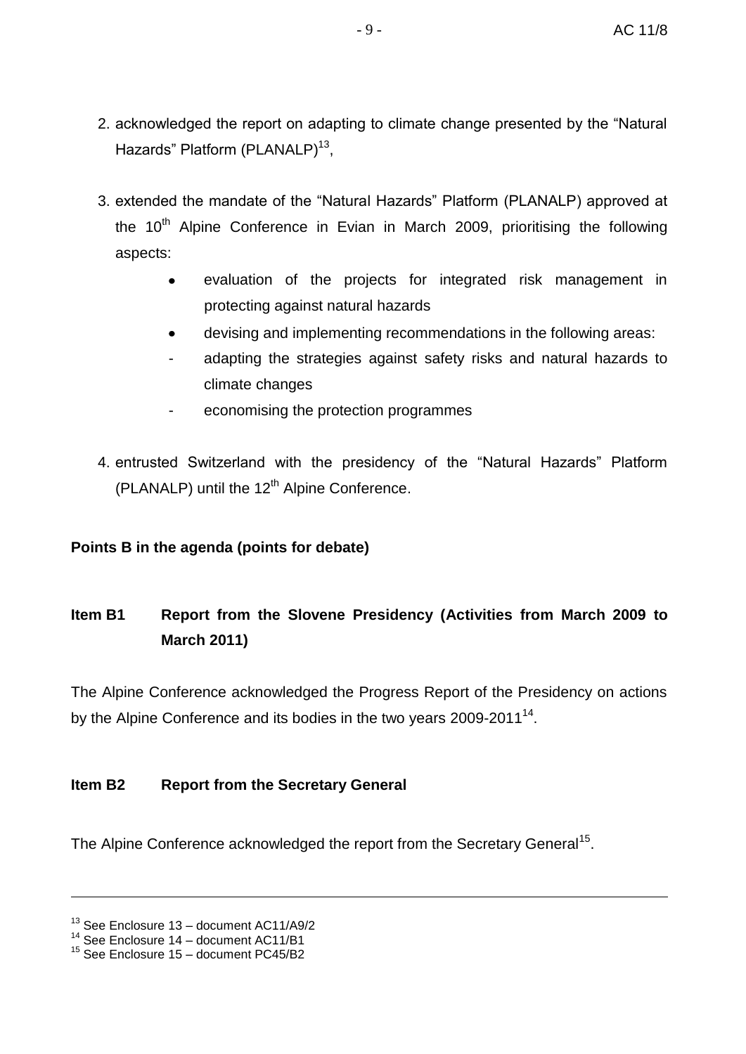2. acknowledged the report on adapting to climate change presented by the "Natural Hazards" Platform (PLANALP)[13],

3. extended the mandate of the "Natural Hazards" Platform (PLANALP) approved at the 10th Alpine Conference in Evian in March 2009, prioritising the following aspects:

   - evaluation of the projects for integrated risk management in protecting against natural hazards
   - devising and implementing recommendations in the following areas:
     - adapting the strategies against safety risks and natural hazards to climate changes
     - economising the protection programmes

4. entrusted Switzerland with the presidency of the "Natural Hazards" Platform (PLANALP) until the 12th Alpine Conference.

**Points B in the agenda (points for debate)**

**Item B1 Report from the Slovene Presidency (Activities from March 2009 to March 2011)**

The Alpine Conference acknowledged the Progress Report of the Presidency on actions by the Alpine Conference and its bodies in the two years 2009-2011[14].

**Item B2 Report from the Secretary General**

The Alpine Conference acknowledged the report from the Secretary General[15].

---

[13] See Enclosure 13 – document AC11/A9/2
[14] See Enclosure 14 – document AC11/B1
[15] See Enclosure 15 – document PC45/B2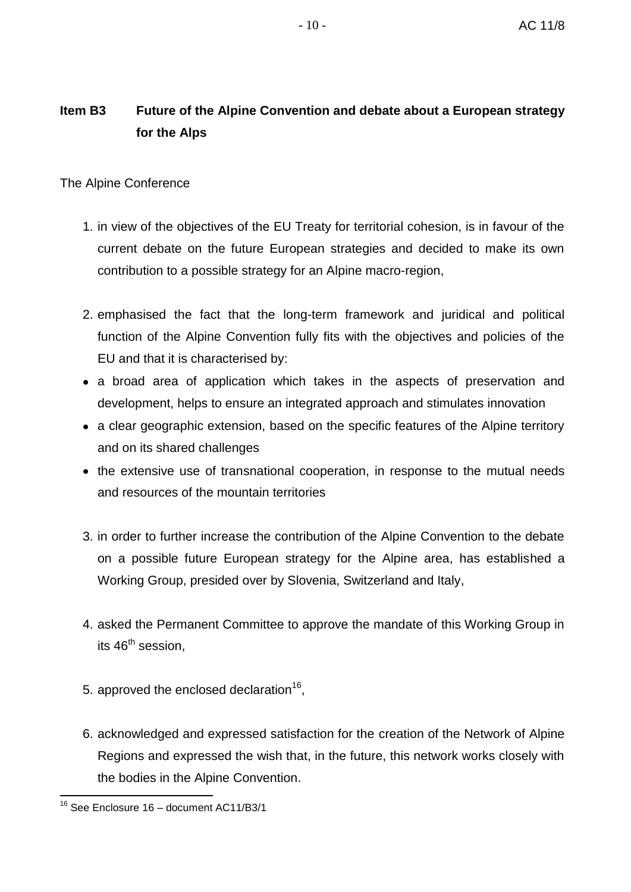## Item B3 Future of the Alpine Convention and debate about a European strategy for the Alps

The Alpine Conference

1. in view of the objectives of the EU Treaty for territorial cohesion, is in favour of the current debate on the future European strategies and decided to make its own contribution to a possible strategy for an Alpine macro-region,

2. emphasised the fact that the long-term framework and juridical and political function of the Alpine Convention fully fits with the objectives and policies of the EU and that it is characterised by:

- a broad area of application which takes in the aspects of preservation and development, helps to ensure an integrated approach and stimulates innovation
- a clear geographic extension, based on the specific features of the Alpine territory and on its shared challenges
- the extensive use of transnational cooperation, in response to the mutual needs and resources of the mountain territories

3. in order to further increase the contribution of the Alpine Convention to the debate on a possible future European strategy for the Alpine area, has established a Working Group, presided over by Slovenia, Switzerland and Italy,

4. asked the Permanent Committee to approve the mandate of this Working Group in its 46th session,

5. approved the enclosed declaration[16],

6. acknowledged and expressed satisfaction for the creation of the Network of Alpine Regions and expressed the wish that, in the future, this network works closely with the bodies in the Alpine Convention.

[16] See Enclosure 16 – document AC11/B3/1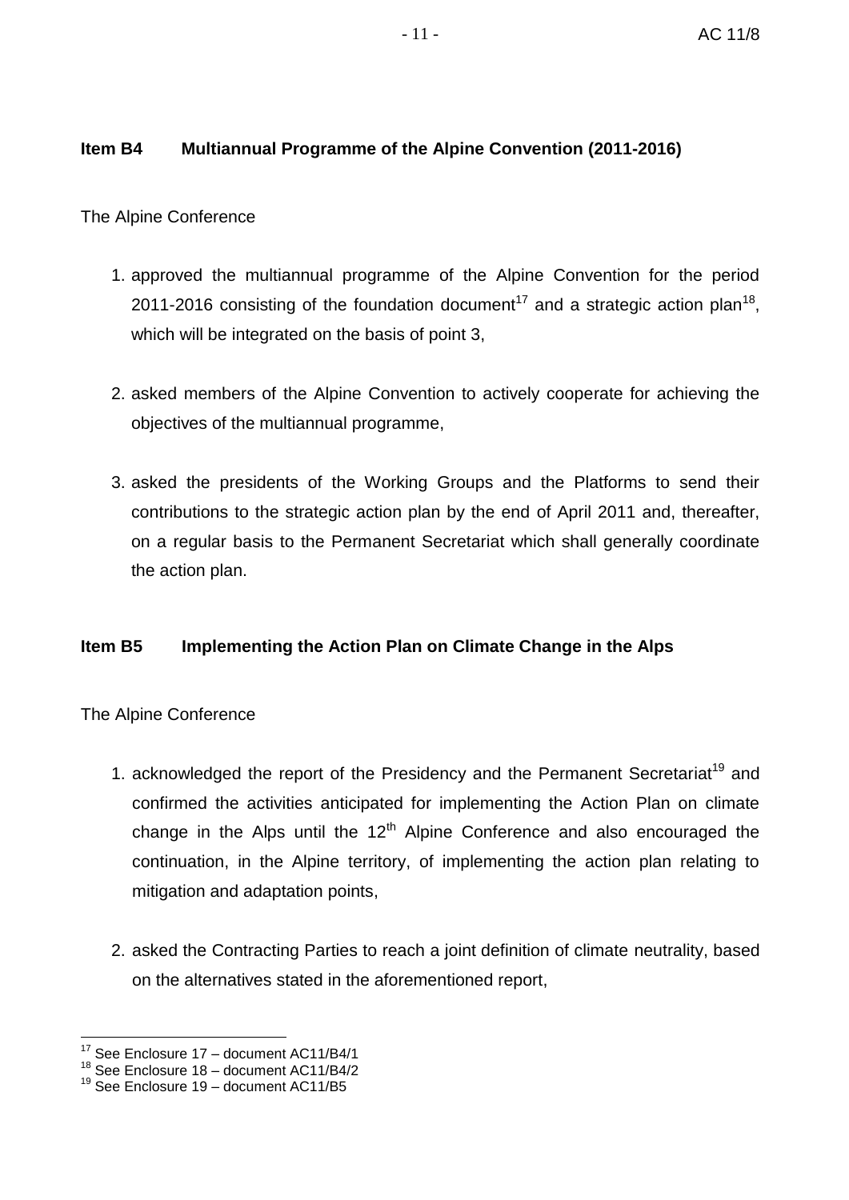**Item B4 Multiannual Programme of the Alpine Convention (2011-2016)**

The Alpine Conference

1. approved the multiannual programme of the Alpine Convention for the period 2011-2016 consisting of the foundation document[17] and a strategic action plan[18], which will be integrated on the basis of point 3,

2. asked members of the Alpine Convention to actively cooperate for achieving the objectives of the multiannual programme,

3. asked the presidents of the Working Groups and the Platforms to send their contributions to the strategic action plan by the end of April 2011 and, thereafter, on a regular basis to the Permanent Secretariat which shall generally coordinate the action plan.

**Item B5 Implementing the Action Plan on Climate Change in the Alps**

The Alpine Conference

1. acknowledged the report of the Presidency and the Permanent Secretariat[19] and confirmed the activities anticipated for implementing the Action Plan on climate change in the Alps until the 12th Alpine Conference and also encouraged the continuation, in the Alpine territory, of implementing the action plan relating to mitigation and adaptation points,

2. asked the Contracting Parties to reach a joint definition of climate neutrality, based on the alternatives stated in the aforementioned report,

---

[17] See Enclosure 17 – document AC11/B4/1
[18] See Enclosure 18 – document AC11/B4/2
[19] See Enclosure 19 – document AC11/B5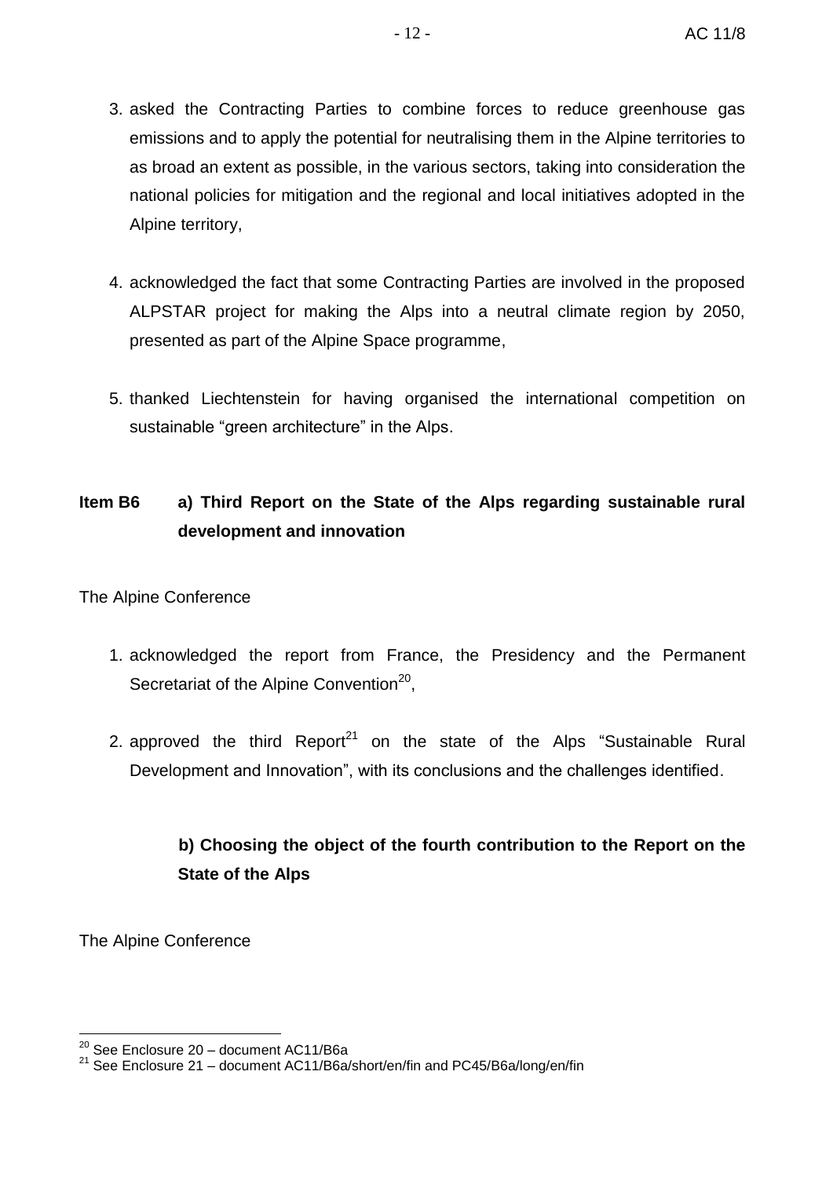3. asked the Contracting Parties to combine forces to reduce greenhouse gas emissions and to apply the potential for neutralising them in the Alpine territories to as broad an extent as possible, in the various sectors, taking into consideration the national policies for mitigation and the regional and local initiatives adopted in the Alpine territory,

4. acknowledged the fact that some Contracting Parties are involved in the proposed ALPSTAR project for making the Alps into a neutral climate region by 2050, presented as part of the Alpine Space programme,

5. thanked Liechtenstein for having organised the international competition on sustainable "green architecture" in the Alps.

## Item B6 a) Third Report on the State of the Alps regarding sustainable rural development and innovation

The Alpine Conference

1. acknowledged the report from France, the Presidency and the Permanent Secretariat of the Alpine Convention[20],

2. approved the third Report[21] on the state of the Alps "Sustainable Rural Development and Innovation", with its conclusions and the challenges identified.

### b) Choosing the object of the fourth contribution to the Report on the State of the Alps

The Alpine Conference

[20] See Enclosure 20 – document AC11/B6a

[21] See Enclosure 21 – document AC11/B6a/short/en/fin and PC45/B6a/long/en/fin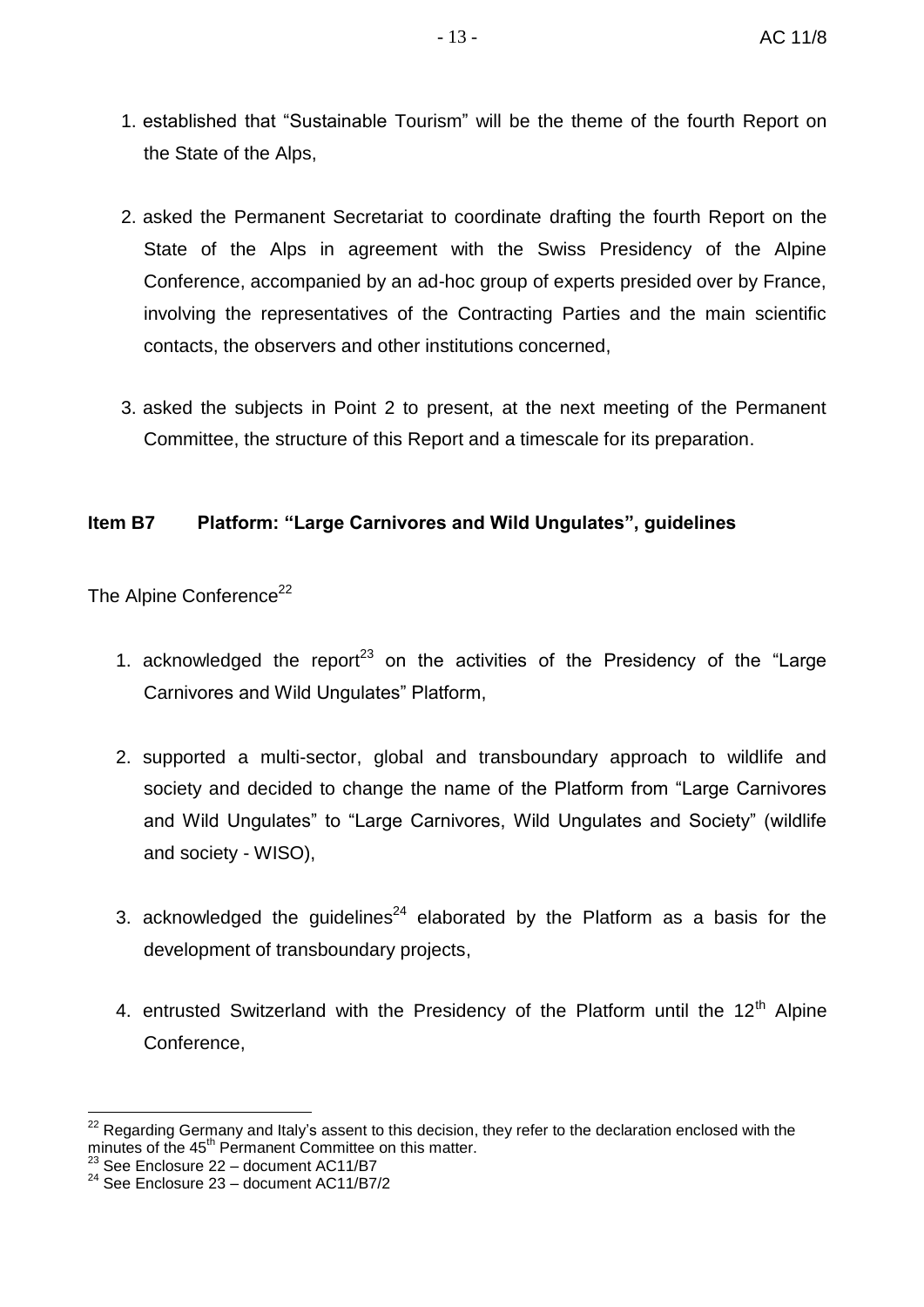1. established that "Sustainable Tourism" will be the theme of the fourth Report on the State of the Alps,

2. asked the Permanent Secretariat to coordinate drafting the fourth Report on the State of the Alps in agreement with the Swiss Presidency of the Alpine Conference, accompanied by an ad-hoc group of experts presided over by France, involving the representatives of the Contracting Parties and the main scientific contacts, the observers and other institutions concerned,

3. asked the subjects in Point 2 to present, at the next meeting of the Permanent Committee, the structure of this Report and a timescale for its preparation.

## Item B7 Platform: "Large Carnivores and Wild Ungulates", guidelines

The Alpine Conference[22]

1. acknowledged the report[23] on the activities of the Presidency of the "Large Carnivores and Wild Ungulates" Platform,

2. supported a multi-sector, global and transboundary approach to wildlife and society and decided to change the name of the Platform from "Large Carnivores and Wild Ungulates" to "Large Carnivores, Wild Ungulates and Society" (wildlife and society - WISO),

3. acknowledged the guidelines[24] elaborated by the Platform as a basis for the development of transboundary projects,

4. entrusted Switzerland with the Presidency of the Platform until the 12th Alpine Conference,

---

[22] Regarding Germany and Italy's assent to this decision, they refer to the declaration enclosed with the minutes of the 45th Permanent Committee on this matter.

[23] See Enclosure 22 – document AC11/B7

[24] See Enclosure 23 – document AC11/B7/2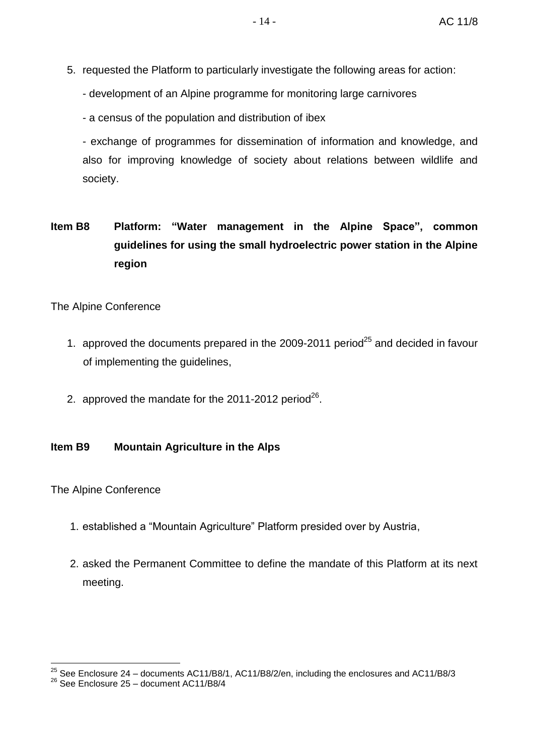5. requested the Platform to particularly investigate the following areas for action:

   - development of an Alpine programme for monitoring large carnivores

   - a census of the population and distribution of ibex

   - exchange of programmes for dissemination of information and knowledge, and also for improving knowledge of society about relations between wildlife and society.

**Item B8 Platform: "Water management in the Alpine Space", common guidelines for using the small hydroelectric power station in the Alpine region**

The Alpine Conference

1. approved the documents prepared in the 2009-2011 period[25] and decided in favour of implementing the guidelines,

2. approved the mandate for the 2011-2012 period[26].

**Item B9 Mountain Agriculture in the Alps**

The Alpine Conference

1. established a "Mountain Agriculture" Platform presided over by Austria,

2. asked the Permanent Committee to define the mandate of this Platform at its next meeting.

---

[25] See Enclosure 24 – documents AC11/B8/1, AC11/B8/2/en, including the enclosures and AC11/B8/3

[26] See Enclosure 25 – document AC11/B8/4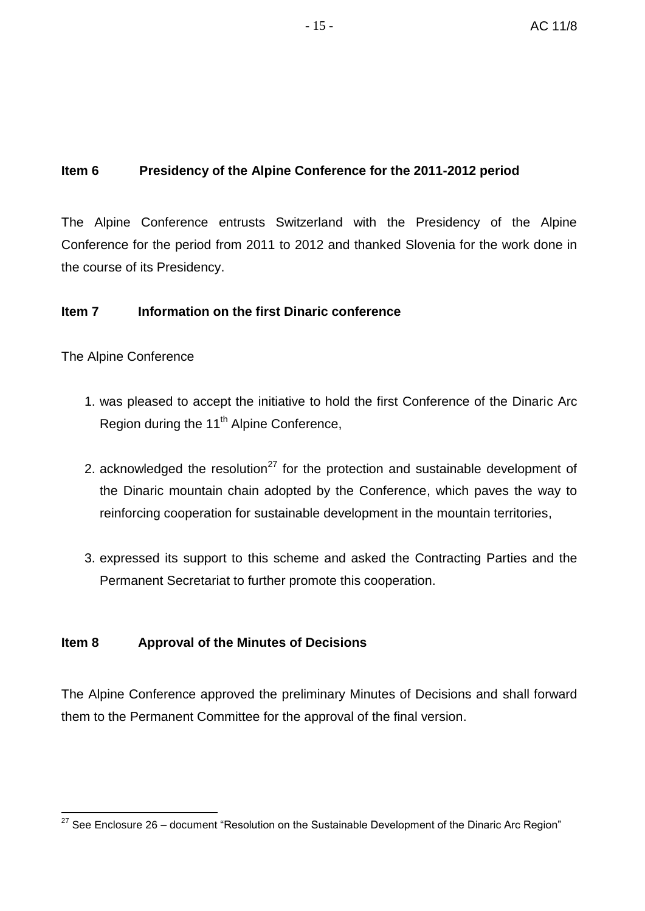## Item 6 Presidency of the Alpine Conference for the 2011-2012 period

The Alpine Conference entrusts Switzerland with the Presidency of the Alpine Conference for the period from 2011 to 2012 and thanked Slovenia for the work done in the course of its Presidency.

## Item 7 Information on the first Dinaric conference

The Alpine Conference

1. was pleased to accept the initiative to hold the first Conference of the Dinaric Arc Region during the 11th Alpine Conference,

2. acknowledged the resolution[27] for the protection and sustainable development of the Dinaric mountain chain adopted by the Conference, which paves the way to reinforcing cooperation for sustainable development in the mountain territories,

3. expressed its support to this scheme and asked the Contracting Parties and the Permanent Secretariat to further promote this cooperation.

## Item 8 Approval of the Minutes of Decisions

The Alpine Conference approved the preliminary Minutes of Decisions and shall forward them to the Permanent Committee for the approval of the final version.

---

[27] See Enclosure 26 – document "Resolution on the Sustainable Development of the Dinaric Arc Region"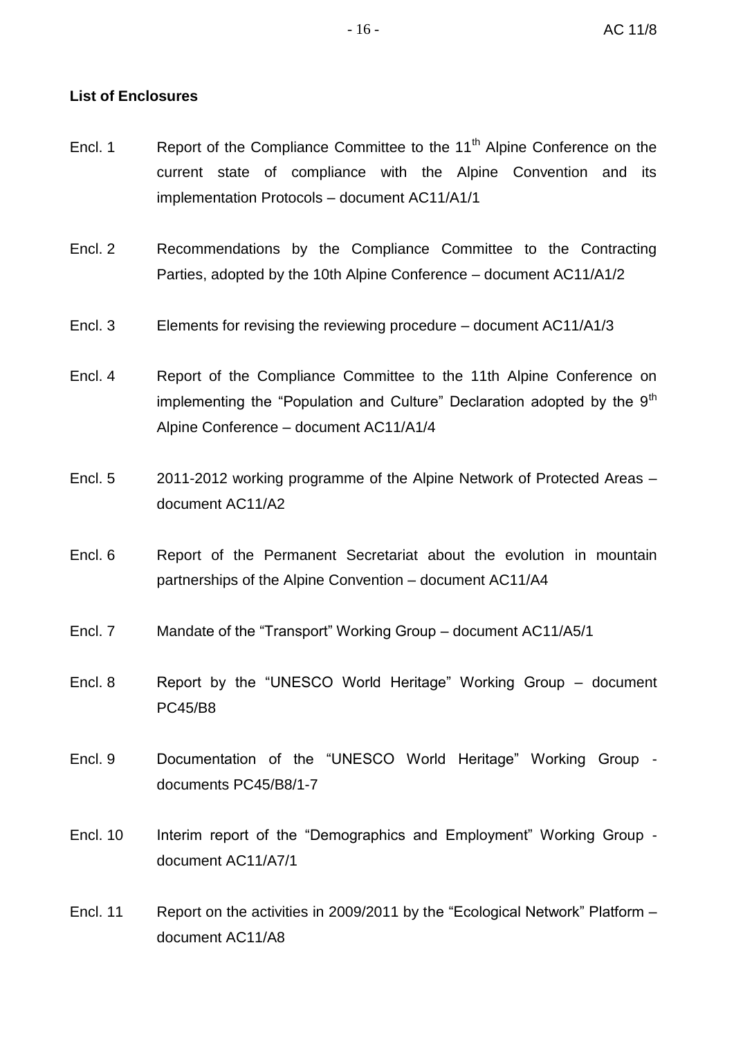**List of Enclosures**

Encl. 1 Report of the Compliance Committee to the 11th Alpine Conference on the current state of compliance with the Alpine Convention and its implementation Protocols – document AC11/A1/1

Encl. 2 Recommendations by the Compliance Committee to the Contracting Parties, adopted by the 10th Alpine Conference – document AC11/A1/2

Encl. 3 Elements for revising the reviewing procedure – document AC11/A1/3

Encl. 4 Report of the Compliance Committee to the 11th Alpine Conference on implementing the "Population and Culture" Declaration adopted by the 9th Alpine Conference – document AC11/A1/4

Encl. 5 2011-2012 working programme of the Alpine Network of Protected Areas – document AC11/A2

Encl. 6 Report of the Permanent Secretariat about the evolution in mountain partnerships of the Alpine Convention – document AC11/A4

Encl. 7 Mandate of the "Transport" Working Group – document AC11/A5/1

Encl. 8 Report by the "UNESCO World Heritage" Working Group – document PC45/B8

Encl. 9 Documentation of the "UNESCO World Heritage" Working Group - documents PC45/B8/1-7

Encl. 10 Interim report of the "Demographics and Employment" Working Group - document AC11/A7/1

Encl. 11 Report on the activities in 2009/2011 by the "Ecological Network" Platform – document AC11/A8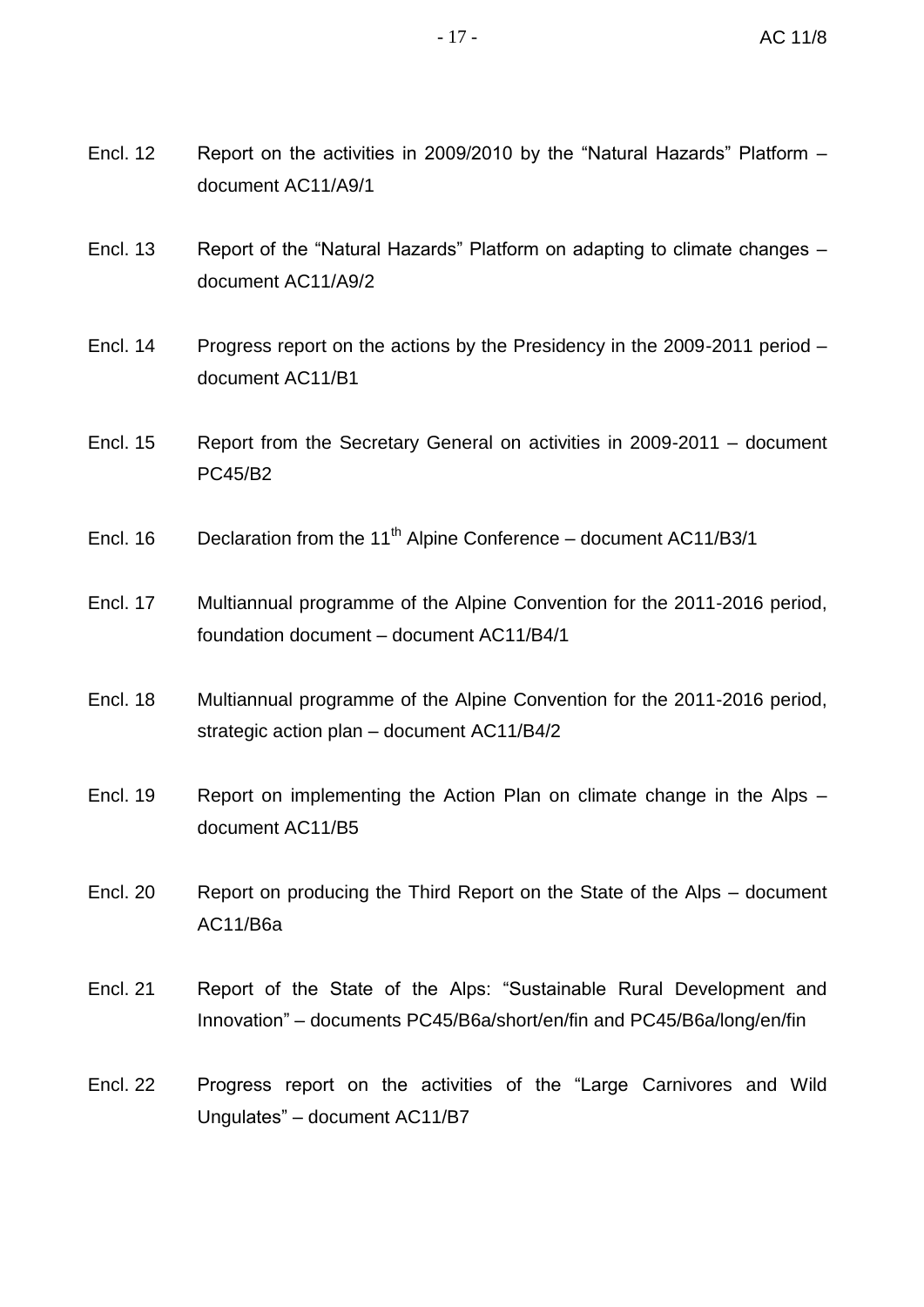Encl. 12 Report on the activities in 2009/2010 by the “Natural Hazards” Platform – document AC11/A9/1

Encl. 13 Report of the “Natural Hazards” Platform on adapting to climate changes – document AC11/A9/2

Encl. 14 Progress report on the actions by the Presidency in the 2009-2011 period – document AC11/B1

Encl. 15 Report from the Secretary General on activities in 2009-2011 – document PC45/B2

Encl. 16 Declaration from the 11th Alpine Conference – document AC11/B3/1

Encl. 17 Multiannual programme of the Alpine Convention for the 2011-2016 period, foundation document – document AC11/B4/1

Encl. 18 Multiannual programme of the Alpine Convention for the 2011-2016 period, strategic action plan – document AC11/B4/2

Encl. 19 Report on implementing the Action Plan on climate change in the Alps – document AC11/B5

Encl. 20 Report on producing the Third Report on the State of the Alps – document AC11/B6a

Encl. 21 Report of the State of the Alps: “Sustainable Rural Development and Innovation” – documents PC45/B6a/short/en/fin and PC45/B6a/long/en/fin

Encl. 22 Progress report on the activities of the “Large Carnivores and Wild Ungulates” – document AC11/B7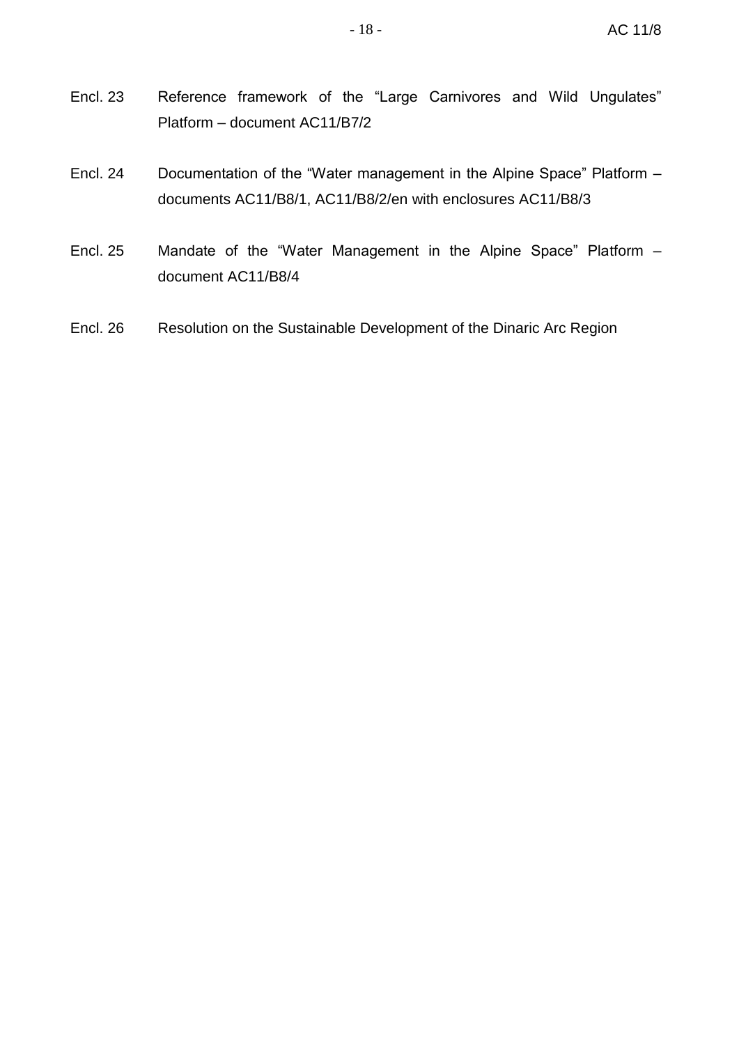Encl. 23 Reference framework of the "Large Carnivores and Wild Ungulates" Platform – document AC11/B7/2

Encl. 24 Documentation of the "Water management in the Alpine Space" Platform – documents AC11/B8/1, AC11/B8/2/en with enclosures AC11/B8/3

Encl. 25 Mandate of the "Water Management in the Alpine Space" Platform – document AC11/B8/4

Encl. 26 Resolution on the Sustainable Development of the Dinaric Arc Region